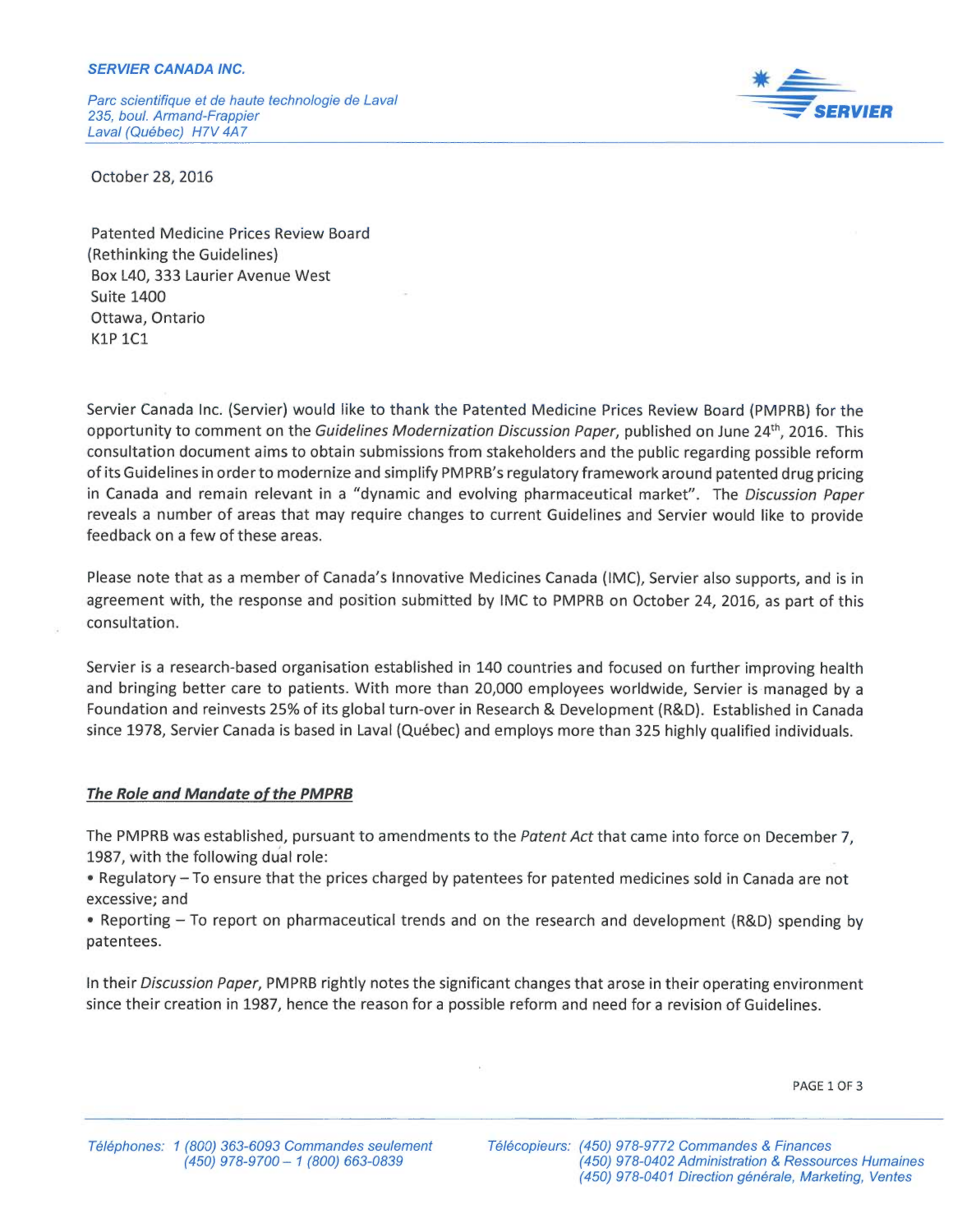**SERVIER CANADA INC.**

*Parc scientifique et de haute technologie de Laval*
*235, boul. Armand-Frappier*
*Laval (Québec) H7V 4A7*

October 28, 2016

Patented Medicine Prices Review Board
(Rethinking the Guidelines)
Box L40, 333 Laurier Avenue West
Suite 1400
Ottawa, Ontario
K1P 1C1

Servier Canada Inc. (Servier) would like to thank the Patented Medicine Prices Review Board (PMPRB) for the opportunity to comment on the *Guidelines Modernization Discussion Paper*, published on June 24th, 2016. This consultation document aims to obtain submissions from stakeholders and the public regarding possible reform of its Guidelines in order to modernize and simplify PMPRB's regulatory framework around patented drug pricing in Canada and remain relevant in a "dynamic and evolving pharmaceutical market". The *Discussion Paper* reveals a number of areas that may require changes to current Guidelines and Servier would like to provide feedback on a few of these areas.

Please note that as a member of Canada's Innovative Medicines Canada (IMC), Servier also supports, and is in agreement with, the response and position submitted by IMC to PMPRB on October 24, 2016, as part of this consultation.

Servier is a research-based organisation established in 140 countries and focused on further improving health and bringing better care to patients. With more than 20,000 employees worldwide, Servier is managed by a Foundation and reinvests 25% of its global turn-over in Research & Development (R&D). Established in Canada since 1978, Servier Canada is based in Laval (Québec) and employs more than 325 highly qualified individuals.

***The Role and Mandate of the PMPRB***

The PMPRB was established, pursuant to amendments to the *Patent Act* that came into force on December 7, 1987, with the following dual role:

- Regulatory – To ensure that the prices charged by patentees for patented medicines sold in Canada are not excessive; and
- Reporting – To report on pharmaceutical trends and on the research and development (R&D) spending by patentees.

In their *Discussion Paper*, PMPRB rightly notes the significant changes that arose in their operating environment since their creation in 1987, hence the reason for a possible reform and need for a revision of Guidelines.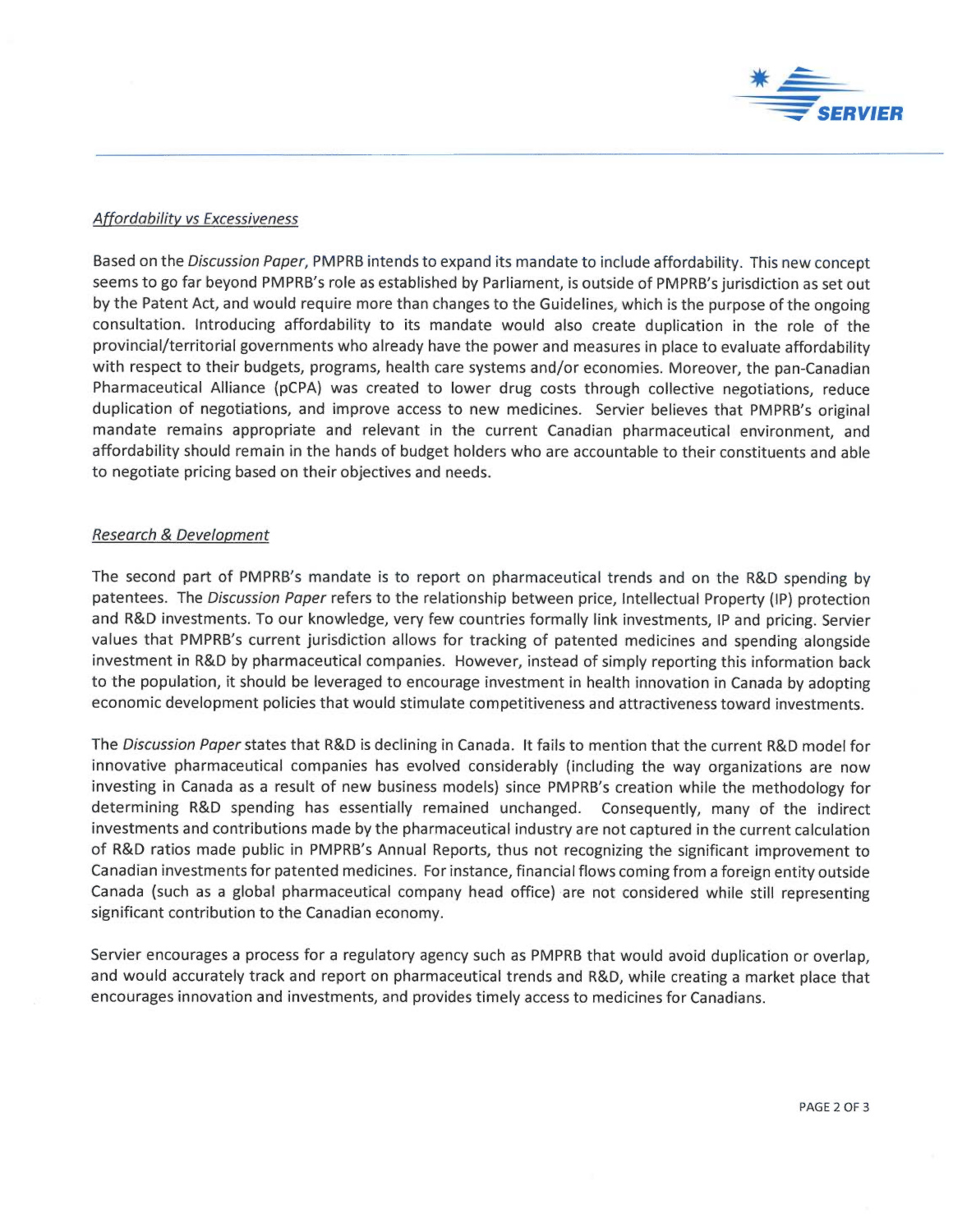### *Affordability vs Excessiveness*

Based on the *Discussion Paper*, PMPRB intends to expand its mandate to include affordability. This new concept seems to go far beyond PMPRB's role as established by Parliament, is outside of PMPRB's jurisdiction as set out by the Patent Act, and would require more than changes to the Guidelines, which is the purpose of the ongoing consultation. Introducing affordability to its mandate would also create duplication in the role of the provincial/territorial governments who already have the power and measures in place to evaluate affordability with respect to their budgets, programs, health care systems and/or economies. Moreover, the pan-Canadian Pharmaceutical Alliance (pCPA) was created to lower drug costs through collective negotiations, reduce duplication of negotiations, and improve access to new medicines. Servier believes that PMPRB's original mandate remains appropriate and relevant in the current Canadian pharmaceutical environment, and affordability should remain in the hands of budget holders who are accountable to their constituents and able to negotiate pricing based on their objectives and needs.

### *Research & Development*

The second part of PMPRB's mandate is to report on pharmaceutical trends and on the R&D spending by patentees. The *Discussion Paper* refers to the relationship between price, Intellectual Property (IP) protection and R&D investments. To our knowledge, very few countries formally link investments, IP and pricing. Servier values that PMPRB's current jurisdiction allows for tracking of patented medicines and spending alongside investment in R&D by pharmaceutical companies. However, instead of simply reporting this information back to the population, it should be leveraged to encourage investment in health innovation in Canada by adopting economic development policies that would stimulate competitiveness and attractiveness toward investments.

The *Discussion Paper* states that R&D is declining in Canada. It fails to mention that the current R&D model for innovative pharmaceutical companies has evolved considerably (including the way organizations are now investing in Canada as a result of new business models) since PMPRB's creation while the methodology for determining R&D spending has essentially remained unchanged. Consequently, many of the indirect investments and contributions made by the pharmaceutical industry are not captured in the current calculation of R&D ratios made public in PMPRB's Annual Reports, thus not recognizing the significant improvement to Canadian investments for patented medicines. For instance, financial flows coming from a foreign entity outside Canada (such as a global pharmaceutical company head office) are not considered while still representing significant contribution to the Canadian economy.

Servier encourages a process for a regulatory agency such as PMPRB that would avoid duplication or overlap, and would accurately track and report on pharmaceutical trends and R&D, while creating a market place that encourages innovation and investments, and provides timely access to medicines for Canadians.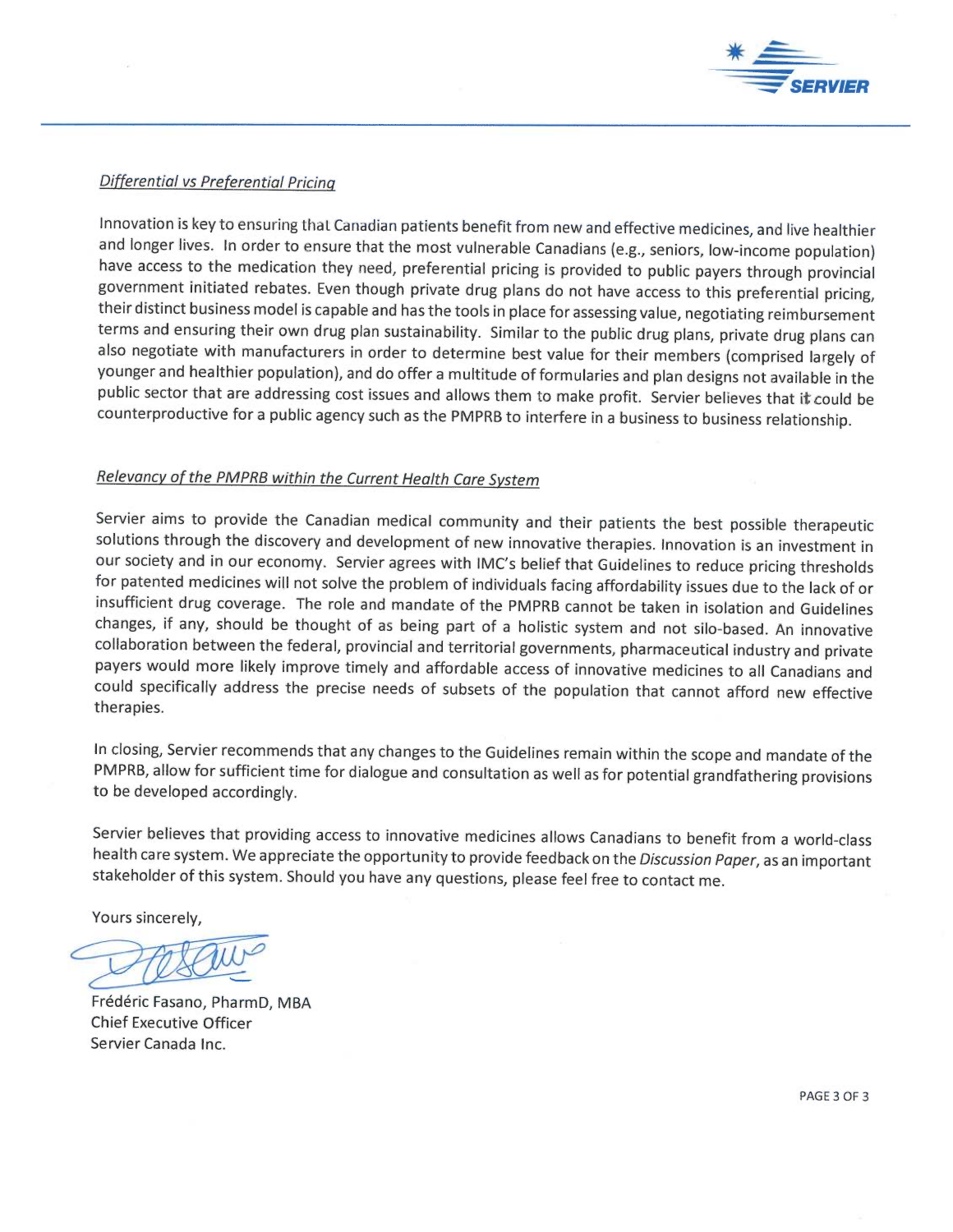*Differential vs Preferential Pricing*

Innovation is key to ensuring that Canadian patients benefit from new and effective medicines, and live healthier and longer lives. In order to ensure that the most vulnerable Canadians (e.g., seniors, low-income population) have access to the medication they need, preferential pricing is provided to public payers through provincial government initiated rebates. Even though private drug plans do not have access to this preferential pricing, their distinct business model is capable and has the tools in place for assessing value, negotiating reimbursement terms and ensuring their own drug plan sustainability. Similar to the public drug plans, private drug plans can also negotiate with manufacturers in order to determine best value for their members (comprised largely of younger and healthier population), and do offer a multitude of formularies and plan designs not available in the public sector that are addressing cost issues and allows them to make profit. Servier believes that it could be counterproductive for a public agency such as the PMPRB to interfere in a business to business relationship.

*Relevancy of the PMPRB within the Current Health Care System*

Servier aims to provide the Canadian medical community and their patients the best possible therapeutic solutions through the discovery and development of new innovative therapies. Innovation is an investment in our society and in our economy. Servier agrees with IMC's belief that Guidelines to reduce pricing thresholds for patented medicines will not solve the problem of individuals facing affordability issues due to the lack of or insufficient drug coverage. The role and mandate of the PMPRB cannot be taken in isolation and Guidelines changes, if any, should be thought of as being part of a holistic system and not silo-based. An innovative collaboration between the federal, provincial and territorial governments, pharmaceutical industry and private payers would more likely improve timely and affordable access of innovative medicines to all Canadians and could specifically address the precise needs of subsets of the population that cannot afford new effective therapies.

In closing, Servier recommends that any changes to the Guidelines remain within the scope and mandate of the PMPRB, allow for sufficient time for dialogue and consultation as well as for potential grandfathering provisions to be developed accordingly.

Servier believes that providing access to innovative medicines allows Canadians to benefit from a world-class health care system. We appreciate the opportunity to provide feedback on the *Discussion Paper*, as an important stakeholder of this system. Should you have any questions, please feel free to contact me.

Yours sincerely,

Frédéric Fasano, PharmD, MBA
Chief Executive Officer
Servier Canada Inc.